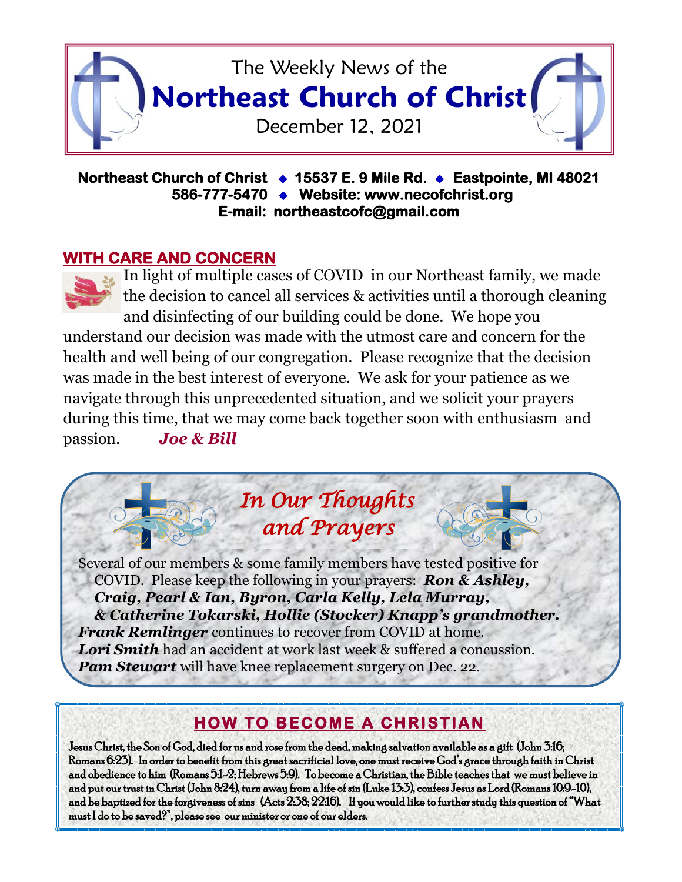The Weekly News of the

# Northeast Church of Christ

December 12, 2021

**Northeast Church of Christ ◆ 15537 E. 9 Mile Rd. ◆ Eastpointe, MI 48021**
**586-777-5470 ◆ Website: www.necofchrist.org**
**E-mail: northeastcofc@gmail.com**

## WITH CARE AND CONCERN

In light of multiple cases of COVID in our Northeast family, we made the decision to cancel all services & activities until a thorough cleaning and disinfecting of our building could be done. We hope you understand our decision was made with the utmost care and concern for the health and well being of our congregation. Please recognize that the decision was made in the best interest of everyone. We ask for your patience as we navigate through this unprecedented situation, and we solicit your prayers during this time, that we may come back together soon with enthusiasm and passion. ***Joe & Bill***

## *In Our Thoughts and Prayers*

Several of our members & some family members have tested positive for COVID. Please keep the following in your prayers: ***Ron & Ashley, Craig, Pearl & Ian, Byron, Carla Kelly, Lela Murray, & Catherine Tokarski, Hollie (Stocker) Knapp's grandmother.***

***Frank Remlinger*** continues to recover from COVID at home.

***Lori Smith*** had an accident at work last week & suffered a concussion.

***Pam Stewart*** will have knee replacement surgery on Dec. 22.

## HOW TO BECOME A CHRISTIAN

Jesus Christ, the Son of God, died for us and rose from the dead, making salvation available as a gift (John 3:16; Romans 6:23). In order to benefit from this great sacrificial love, one must receive God's grace through faith in Christ and obedience to him (Romans 5:1-2; Hebrews 5:9). To become a Christian, the Bible teaches that we must believe in and put our trust in Christ (John 8:24), turn away from a life of sin (Luke 13:3), confess Jesus as Lord (Romans 10:9-10), and be baptized for the forgiveness of sins (Acts 2:38; 22:16). If you would like to further study this question of "What must I do to be saved?", please see our minister or one of our elders.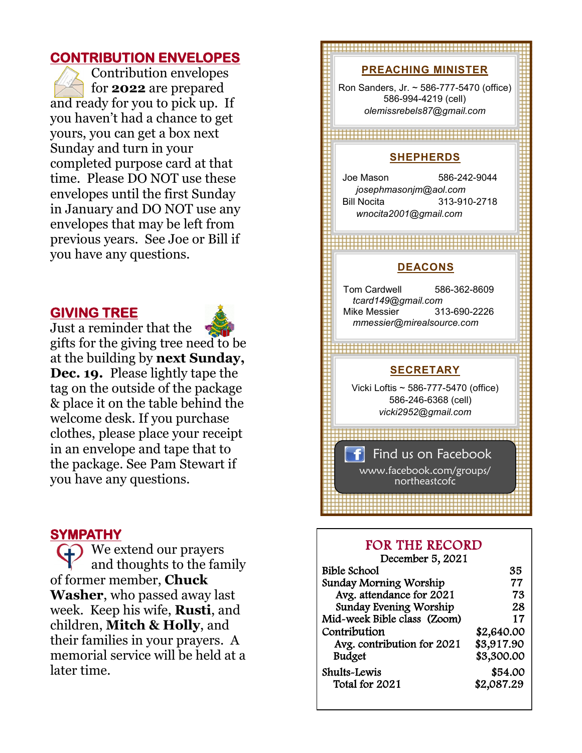## CONTRIBUTION ENVELOPES

Contribution envelopes for **2022** are prepared and ready for you to pick up. If you haven't had a chance to get yours, you can get a box next Sunday and turn in your completed purpose card at that time. Please DO NOT use these envelopes until the first Sunday in January and DO NOT use any envelopes that may be left from previous years. See Joe or Bill if you have any questions.

## GIVING TREE

Just a reminder that the gifts for the giving tree need to be at the building by **next Sunday, Dec. 19.** Please lightly tape the tag on the outside of the package & place it on the table behind the welcome desk. If you purchase clothes, please place your receipt in an envelope and tape that to the package. See Pam Stewart if you have any questions.

## SYMPATHY

We extend our prayers and thoughts to the family of former member, **Chuck Washer**, who passed away last week. Keep his wife, **Rusti**, and children, **Mitch & Holly**, and their families in your prayers. A memorial service will be held at a later time.

## PREACHING MINISTER

Ron Sanders, Jr. ~ 586-777-5470 (office)
586-994-4219 (cell)
*olemissrebels87@gmail.com*

## SHEPHERDS

Joe Mason 586-242-9044
*josephmasonjm@aol.com*
Bill Nocita 313-910-2718
*wnocita2001@gmail.com*

## DEACONS

Tom Cardwell 586-362-8609
*tcard149@gmail.com*
Mike Messier 313-690-2226
*mmessier@mirealsource.com*

## SECRETARY

Vicki Loftis ~ 586-777-5470 (office)
586-246-6368 (cell)
*vicki2952@gmail.com*

Find us on Facebook
www.facebook.com/groups/northeastcofc

## FOR THE RECORD

December 5, 2021

| | |
|---|---|
| Bible School | 35 |
| Sunday Morning Worship | 77 |
| Avg. attendance for 2021 | 73 |
| Sunday Evening Worship | 28 |
| Mid-week Bible class (Zoom) | 17 |
| Contribution | $2,640.00 |
| Avg. contribution for 2021 | $3,917.90 |
| Budget | $3,300.00 |
| Shults-Lewis | $54.00 |
| Total for 2021 | $2,087.29 |